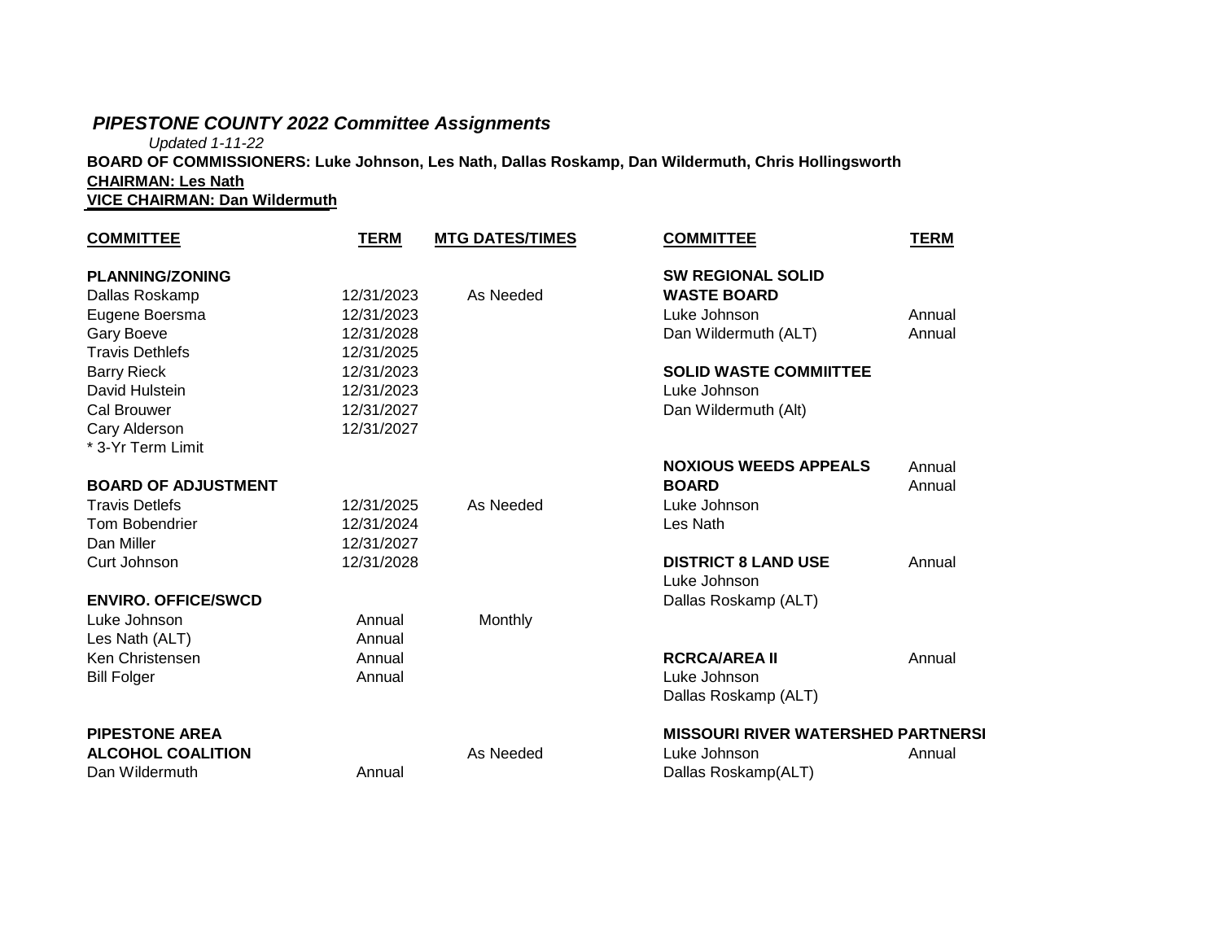## *PIPESTONE COUNTY 2022 Committee Assignments*

*Updated 1-11-22*

**BOARD OF COMMISSIONERS: Luke Johnson, Les Nath, Dallas Roskamp, Dan Wildermuth, Chris Hollingsworth**

**CHAIRMAN: Les Nath**

**VICE CHAIRMAN: Dan Wildermuth**

| COMMITTEE | TERM | MTG DATES/TIMES |
|---|---|---|
| **PLANNING/ZONING** | | |
| Dallas Roskamp | 12/31/2023 | As Needed |
| Eugene Boersma | 12/31/2023 | |
| Gary Boeve | 12/31/2028 | |
| Travis Dethlefs | 12/31/2025 | |
| Barry Rieck | 12/31/2023 | |
| David Hulstein | 12/31/2023 | |
| Cal Brouwer | 12/31/2027 | |
| Cary Alderson | 12/31/2027 | |
| * 3-Yr Term Limit | | |
| **BOARD OF ADJUSTMENT** | | |
| Travis Detlefs | 12/31/2025 | As Needed |
| Tom Bobendrier | 12/31/2024 | |
| Dan Miller | 12/31/2027 | |
| Curt Johnson | 12/31/2028 | |
| **ENVIRO. OFFICE/SWCD** | | |
| Luke Johnson | Annual | Monthly |
| Les Nath (ALT) | Annual | |
| Ken Christensen | Annual | |
| Bill Folger | Annual | |
| **PIPESTONE AREA ALCOHOL COALITION** | | As Needed |
| Dan Wildermuth | Annual | |

| COMMITTEE | TERM |
|---|---|
| **SW REGIONAL SOLID WASTE BOARD** | |
| Luke Johnson | Annual |
| Dan Wildermuth (ALT) | Annual |
| **SOLID WASTE COMMIITTEE** | |
| Luke Johnson | |
| Dan Wildermuth (Alt) | |
| **NOXIOUS WEEDS APPEALS BOARD** | Annual |
| Luke Johnson | Annual |
| Les Nath | |
| **DISTRICT 8 LAND USE** | Annual |
| Luke Johnson | |
| Dallas Roskamp (ALT) | |
| **RCRCA/AREA II** | Annual |
| Luke Johnson | |
| Dallas Roskamp (ALT) | |
| **MISSOURI RIVER WATERSHED PARTNERSI** | |
| Luke Johnson | Annual |
| Dallas Roskamp(ALT) | |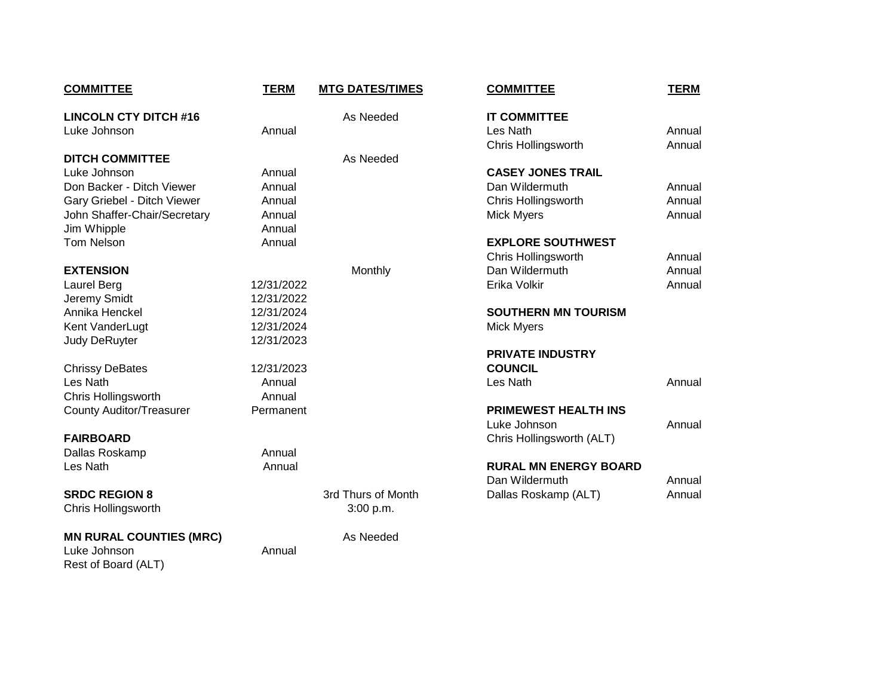| COMMITTEE | TERM | MTG DATES/TIMES |
|---|---|---|
| **LINCOLN CTY DITCH #16** | | As Needed |
| Luke Johnson | Annual | |
| **DITCH COMMITTEE** | | As Needed |
| Luke Johnson | Annual | |
| Don Backer - Ditch Viewer | Annual | |
| Gary Griebel - Ditch Viewer | Annual | |
| John Shaffer-Chair/Secretary | Annual | |
| Jim Whipple | Annual | |
| Tom Nelson | Annual | |
| **EXTENSION** | | Monthly |
| Laurel Berg | 12/31/2022 | |
| Jeremy Smidt | 12/31/2022 | |
| Annika Henckel | 12/31/2024 | |
| Kent VanderLugt | 12/31/2024 | |
| Judy DeRuyter | 12/31/2023 | |
| Chrissy DeBates | 12/31/2023 | |
| Les Nath | Annual | |
| Chris Hollingsworth | Annual | |
| County Auditor/Treasurer | Permanent | |
| **FAIRBOARD** | | |
| Dallas Roskamp | Annual | |
| Les Nath | Annual | |
| **SRDC REGION 8** | | 3rd Thurs of Month |
| Chris Hollingsworth | | 3:00 p.m. |
| **MN RURAL COUNTIES (MRC)** | | As Needed |
| Luke Johnson | Annual | |
| Rest of Board (ALT) | | |

| COMMITTEE | TERM |
|---|---|
| **IT COMMITTEE** | |
| Les Nath | Annual |
| Chris Hollingsworth | Annual |
| **CASEY JONES TRAIL** | |
| Dan Wildermuth | Annual |
| Chris Hollingsworth | Annual |
| Mick Myers | Annual |
| **EXPLORE SOUTHWEST** | |
| Chris Hollingsworth | Annual |
| Dan Wildermuth | Annual |
| Erika Volkir | Annual |
| **SOUTHERN MN TOURISM** | |
| Mick Myers | |
| **PRIVATE INDUSTRY COUNCIL** | |
| Les Nath | Annual |
| **PRIMEWEST HEALTH INS** | |
| Luke Johnson | Annual |
| Chris Hollingsworth (ALT) | |
| **RURAL MN ENERGY BOARD** | |
| Dan Wildermuth | Annual |
| Dallas Roskamp (ALT) | Annual |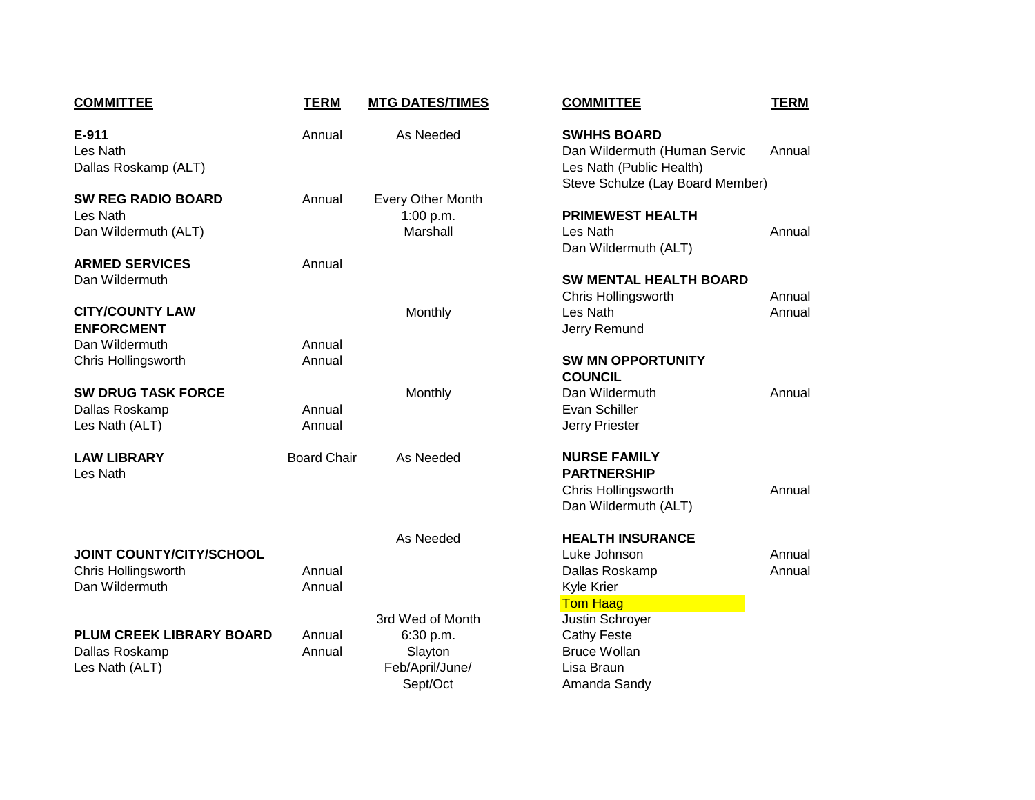| COMMITTEE | TERM | MTG DATES/TIMES |
|---|---|---|
| **E-911** | Annual | As Needed |
| Les Nath | | |
| Dallas Roskamp (ALT) | | |
| **SW REG RADIO BOARD** | Annual | Every Other Month |
| Les Nath | | 1:00 p.m. |
| Dan Wildermuth (ALT) | | Marshall |
| **ARMED SERVICES** | Annual | |
| Dan Wildermuth | | |
| **CITY/COUNTY LAW ENFORCMENT** | | Monthly |
| Dan Wildermuth | Annual | |
| Chris Hollingsworth | Annual | |
| **SW DRUG TASK FORCE** | | Monthly |
| Dallas Roskamp | Annual | |
| Les Nath (ALT) | Annual | |
| **LAW LIBRARY** | Board Chair | As Needed |
| Les Nath | | |
| **JOINT COUNTY/CITY/SCHOOL** | | As Needed |
| Chris Hollingsworth | Annual | |
| Dan Wildermuth | Annual | |
| **PLUM CREEK LIBRARY BOARD** | Annual | 3rd Wed of Month |
| Dallas Roskamp | Annual | 6:30 p.m. |
| Les Nath (ALT) | | Slayton |
| | | Feb/April/June/ Sept/Oct |

| COMMITTEE | TERM |
|---|---|
| **SWHHS BOARD** | |
| Dan Wildermuth (Human Servic | Annual |
| Les Nath (Public Health) | |
| Steve Schulze (Lay Board Member) | |
| **PRIMEWEST HEALTH** | |
| Les Nath | Annual |
| Dan Wildermuth (ALT) | |
| **SW MENTAL HEALTH BOARD** | |
| Chris Hollingsworth | Annual |
| Les Nath | Annual |
| Jerry Remund | |
| **SW MN OPPORTUNITY COUNCIL** | |
| Dan Wildermuth | Annual |
| Evan Schiller | |
| Jerry Priester | |
| **NURSE FAMILY PARTNERSHIP** | |
| Chris Hollingsworth | Annual |
| Dan Wildermuth (ALT) | |
| **HEALTH INSURANCE** | |
| Luke Johnson | Annual |
| Dallas Roskamp | Annual |
| Kyle Krier | |
| Tom Haag | |
| Justin Schroyer | |
| Cathy Feste | |
| Bruce Wollan | |
| Lisa Braun | |
| Amanda Sandy | |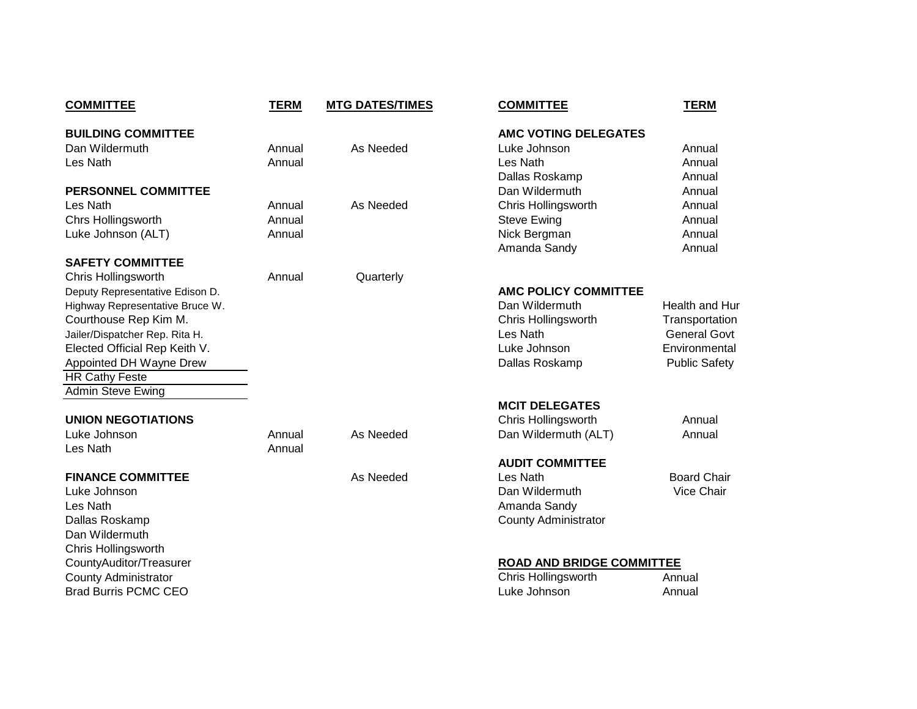| COMMITTEE | TERM | MTG DATES/TIMES |
|---|---|---|
| **BUILDING COMMITTEE** | | |
| Dan Wildermuth | Annual | As Needed |
| Les Nath | Annual | |
| **PERSONNEL COMMITTEE** | | |
| Les Nath | Annual | As Needed |
| Chrs Hollingsworth | Annual | |
| Luke Johnson (ALT) | Annual | |
| **SAFETY COMMITTEE** | | |
| Chris Hollingsworth | Annual | Quarterly |
| Deputy Representative Edison D. | | |
| Highway Representative Bruce W. | | |
| Courthouse Rep Kim M. | | |
| Jailer/Dispatcher Rep. Rita H. | | |
| Elected Official Rep Keith V. | | |
| Appointed DH Wayne Drew | | |
| HR Cathy Feste | | |
| Admin Steve Ewing | | |
| **UNION NEGOTIATIONS** | | |
| Luke Johnson | Annual | As Needed |
| Les Nath | Annual | |
| **FINANCE COMMITTEE** | | As Needed |
| Luke Johnson | | |
| Les Nath | | |
| Dallas Roskamp | | |
| Dan Wildermuth | | |
| Chris Hollingsworth | | |
| CountyAuditor/Treasurer | | |
| County Administrator | | |
| Brad Burris PCMC CEO | | |

| COMMITTEE | TERM |
|---|---|
| **AMC VOTING DELEGATES** | |
| Luke Johnson | Annual |
| Les Nath | Annual |
| Dallas Roskamp | Annual |
| Dan Wildermuth | Annual |
| Chris Hollingsworth | Annual |
| Steve Ewing | Annual |
| Nick Bergman | Annual |
| Amanda Sandy | Annual |
| **AMC POLICY COMMITTEE** | |
| Dan Wildermuth | Health and Hur |
| Chris Hollingsworth | Transportation |
| Les Nath | General Govt |
| Luke Johnson | Environmental |
| Dallas Roskamp | Public Safety |
| **MCIT DELEGATES** | |
| Chris Hollingsworth | Annual |
| Dan Wildermuth (ALT) | Annual |
| **AUDIT COMMITTEE** | |
| Les Nath | Board Chair |
| Dan Wildermuth | Vice Chair |
| Amanda Sandy | |
| County Administrator | |
| **ROAD AND BRIDGE COMMITTEE** | |
| Chris Hollingsworth | Annual |
| Luke Johnson | Annual |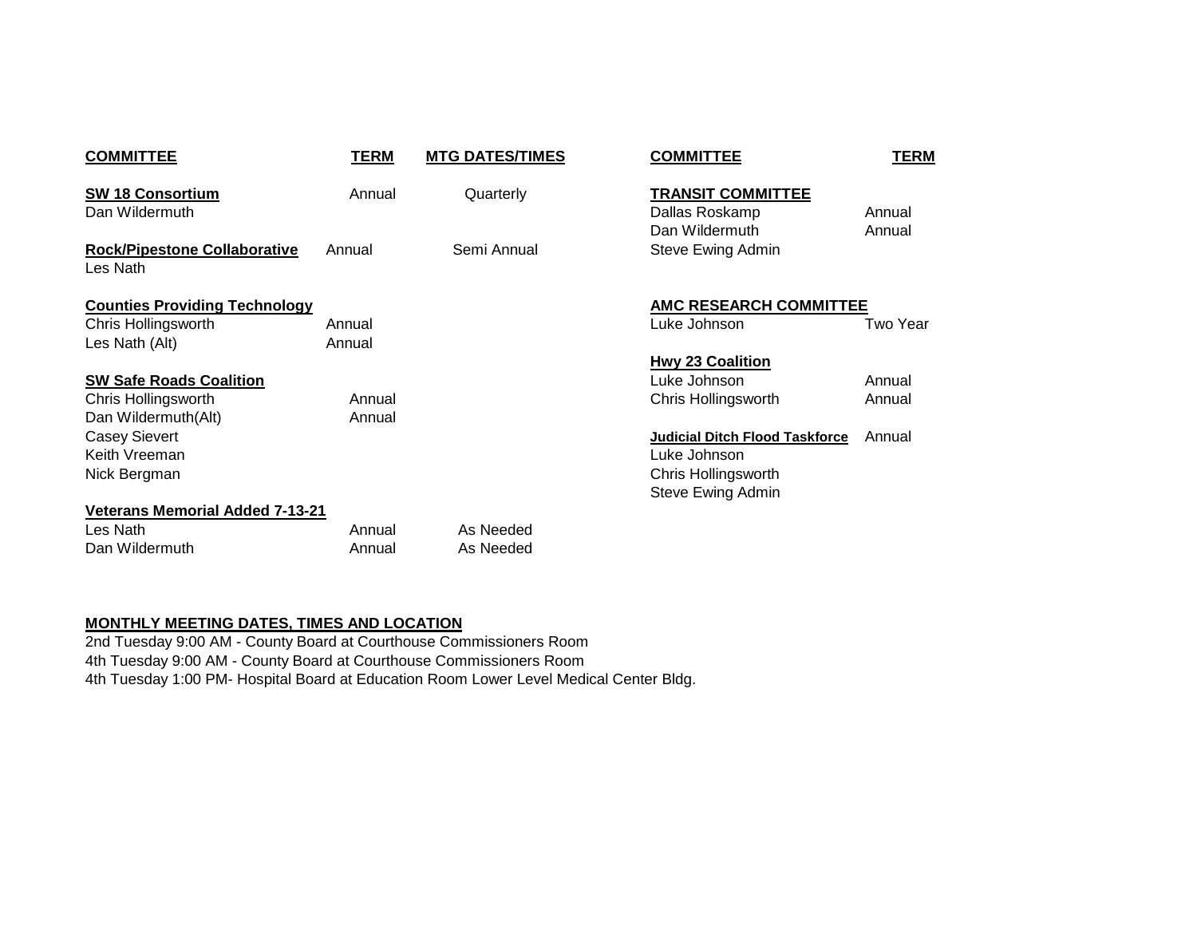| COMMITTEE | TERM | MTG DATES/TIMES |
|---|---|---|
| **SW 18 Consortium** | Annual | Quarterly |
| Dan Wildermuth | | |
| **Rock/Pipestone Collaborative** | Annual | Semi Annual |
| Les Nath | | |
| **Counties Providing Technology** | | |
| Chris Hollingsworth | Annual | |
| Les Nath (Alt) | Annual | |
| **SW Safe Roads Coalition** | | |
| Chris Hollingsworth | Annual | |
| Dan Wildermuth(Alt) | Annual | |
| Casey Sievert | | |
| Keith Vreeman | | |
| Nick Bergman | | |
| **Veterans Memorial Added 7-13-21** | | |
| Les Nath | Annual | As Needed |
| Dan Wildermuth | Annual | As Needed |

| COMMITTEE | TERM |
|---|---|
| **TRANSIT COMMITTEE** | |
| Dallas Roskamp | Annual |
| Dan Wildermuth | Annual |
| Steve Ewing Admin | |
| **AMC RESEARCH COMMITTEE** | |
| Luke Johnson | Two Year |
| **Hwy 23 Coalition** | |
| Luke Johnson | Annual |
| Chris Hollingsworth | Annual |
| **Judicial Ditch Flood Taskforce** | Annual |
| Luke Johnson | |
| Chris Hollingsworth | |
| Steve Ewing Admin | |

**MONTHLY MEETING DATES, TIMES AND LOCATION**

2nd Tuesday 9:00 AM - County Board at Courthouse Commissioners Room
4th Tuesday 9:00 AM - County Board at Courthouse Commissioners Room
4th Tuesday 1:00 PM- Hospital Board at Education Room Lower Level Medical Center Bldg.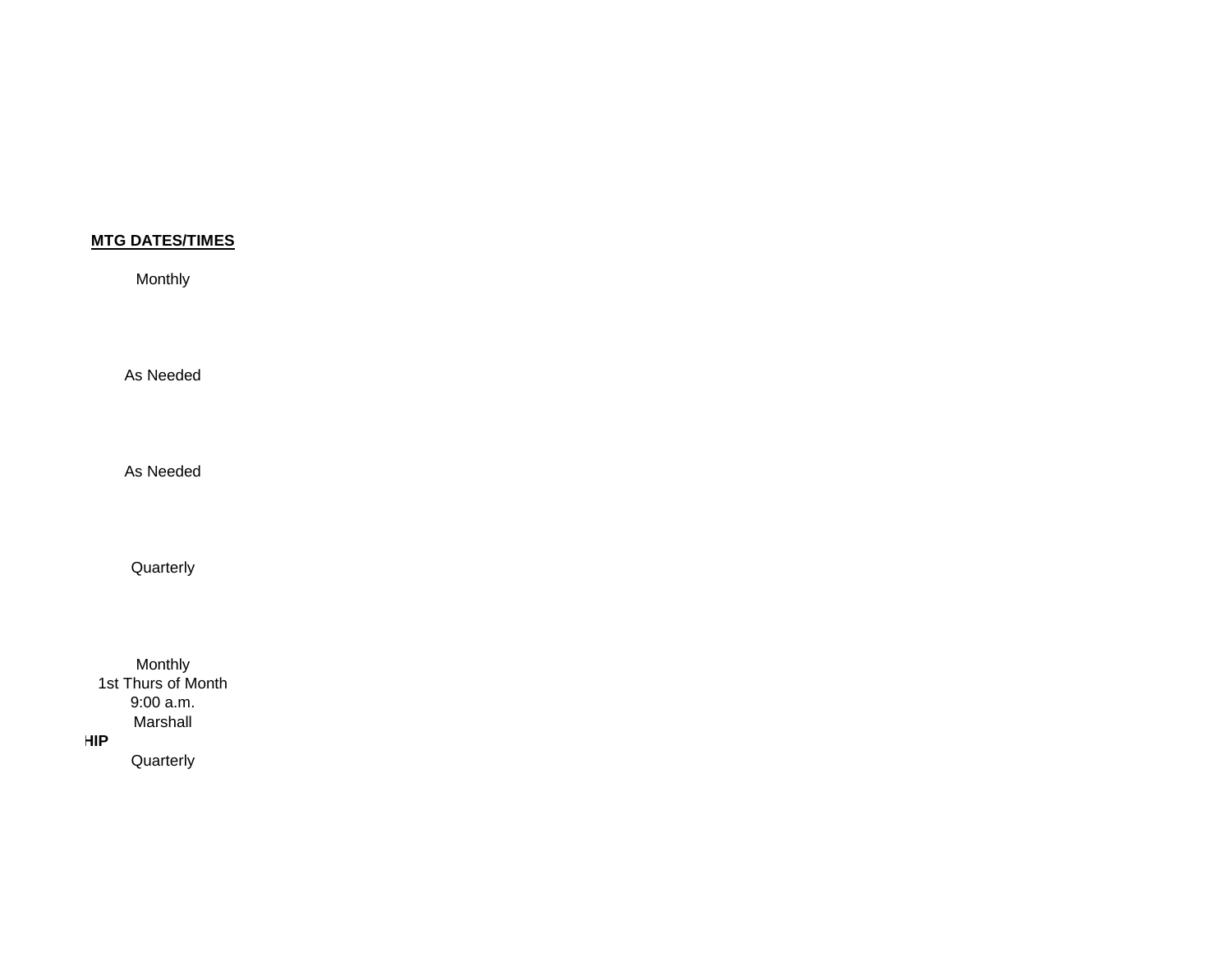**MTG DATES/TIMES**

Monthly

As Needed

As Needed

Quarterly

Monthly
1st Thurs of Month
9:00 a.m.
Marshall

**HIP**

Quarterly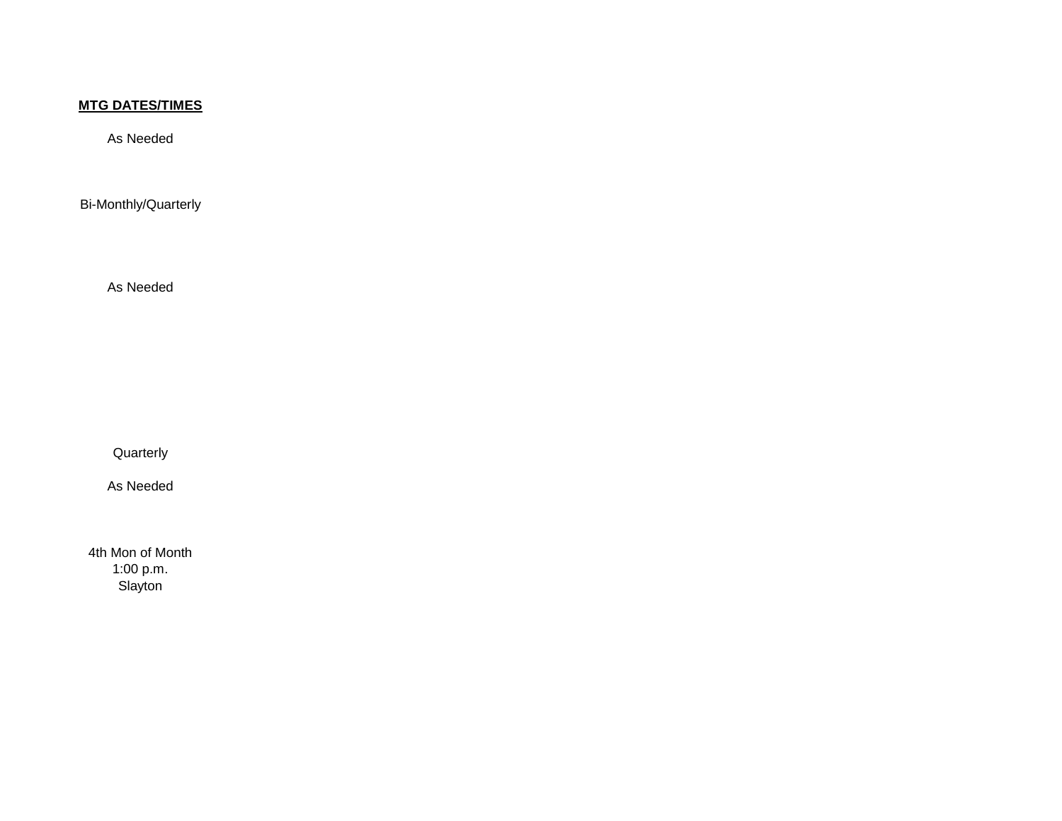**MTG DATES/TIMES**

As Needed

Bi-Monthly/Quarterly

As Needed

Quarterly

As Needed

4th Mon of Month
1:00 p.m.
Slayton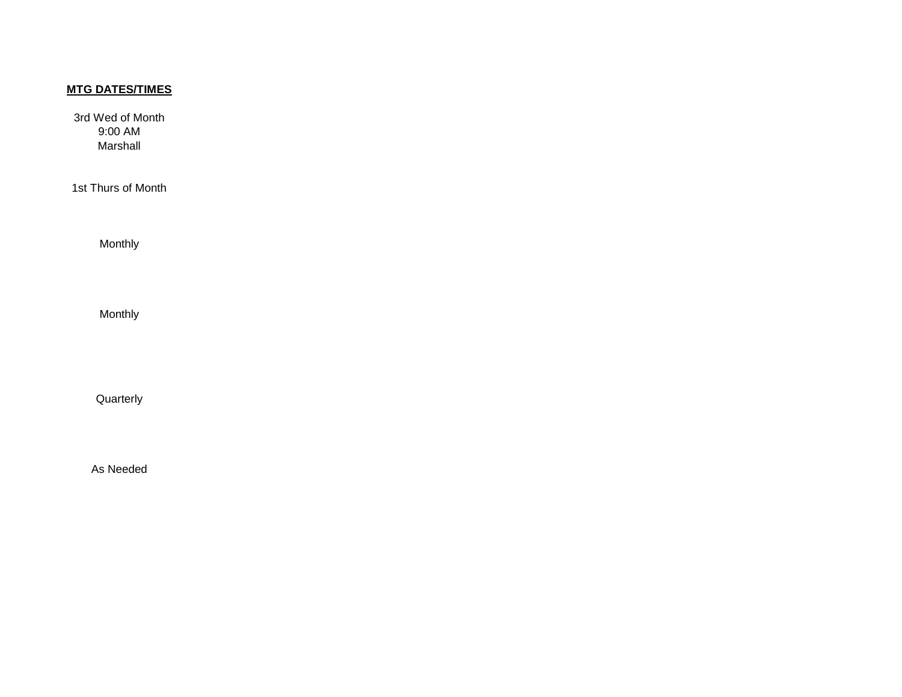**MTG DATES/TIMES**

3rd Wed of Month
9:00 AM
Marshall

1st Thurs of Month

Monthly

Monthly

Quarterly

As Needed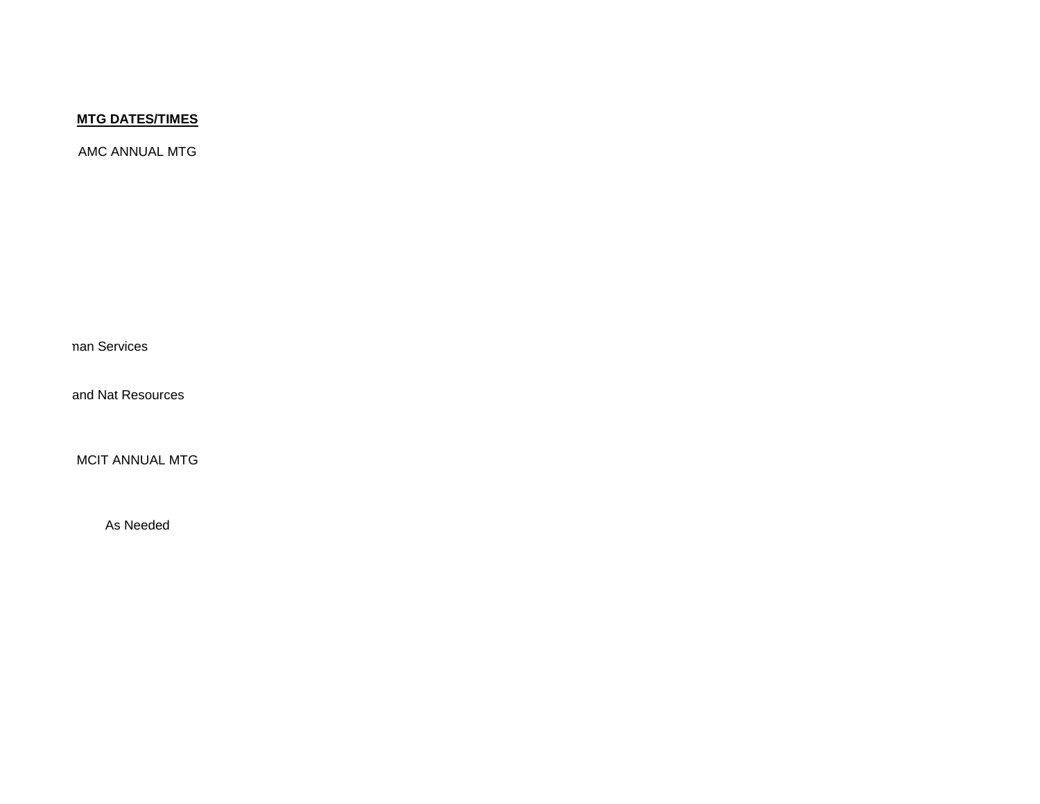**MTG DATES/TIMES**

AMC ANNUAL MTG

man Services

and Nat Resources

MCIT ANNUAL MTG

As Needed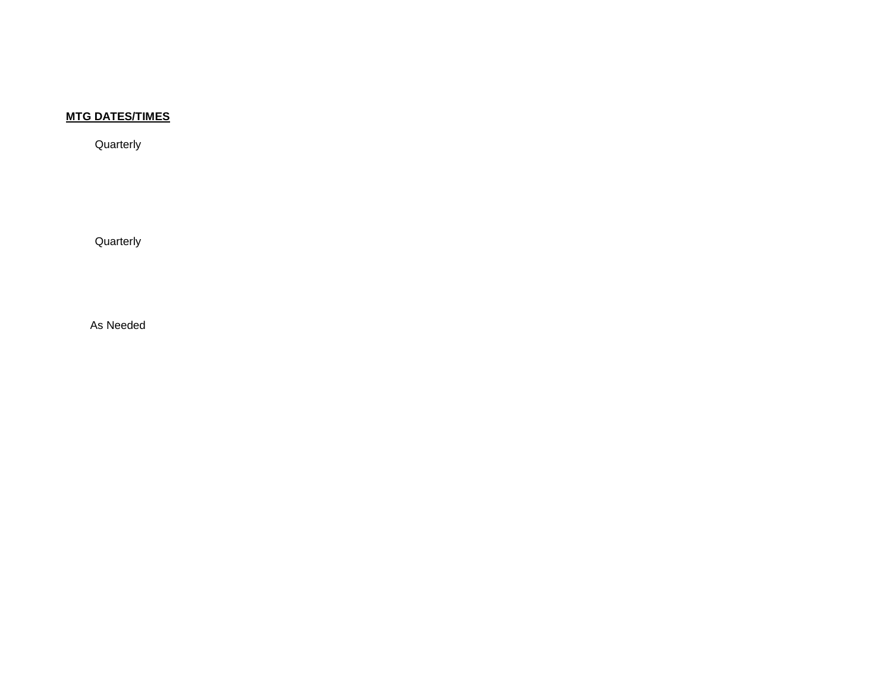**MTG DATES/TIMES**

Quarterly

Quarterly

As Needed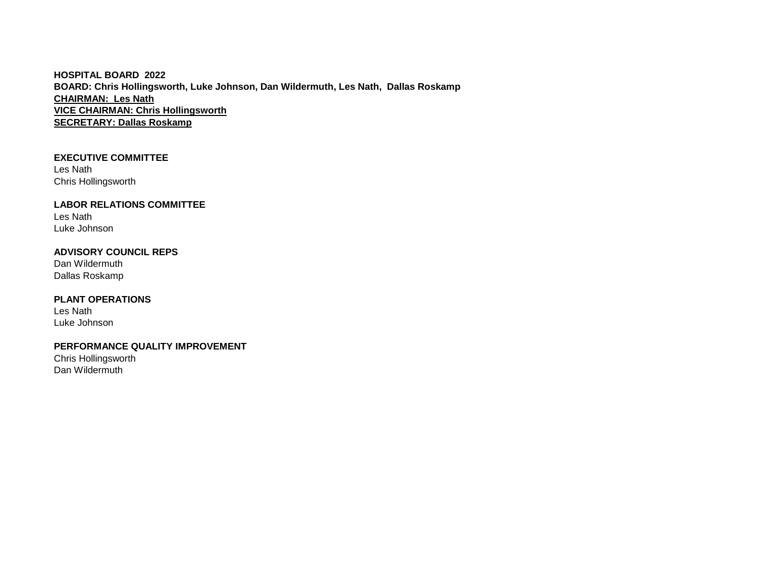**HOSPITAL BOARD 2022**
**BOARD: Chris Hollingsworth, Luke Johnson, Dan Wildermuth, Les Nath, Dallas Roskamp**
**CHAIRMAN: Les Nath**
**VICE CHAIRMAN: Chris Hollingsworth**
**SECRETARY: Dallas Roskamp**

**EXECUTIVE COMMITTEE**
Les Nath
Chris Hollingsworth

**LABOR RELATIONS COMMITTEE**
Les Nath
Luke Johnson

**ADVISORY COUNCIL REPS**
Dan Wildermuth
Dallas Roskamp

**PLANT OPERATIONS**
Les Nath
Luke Johnson

**PERFORMANCE QUALITY IMPROVEMENT**
Chris Hollingsworth
Dan Wildermuth